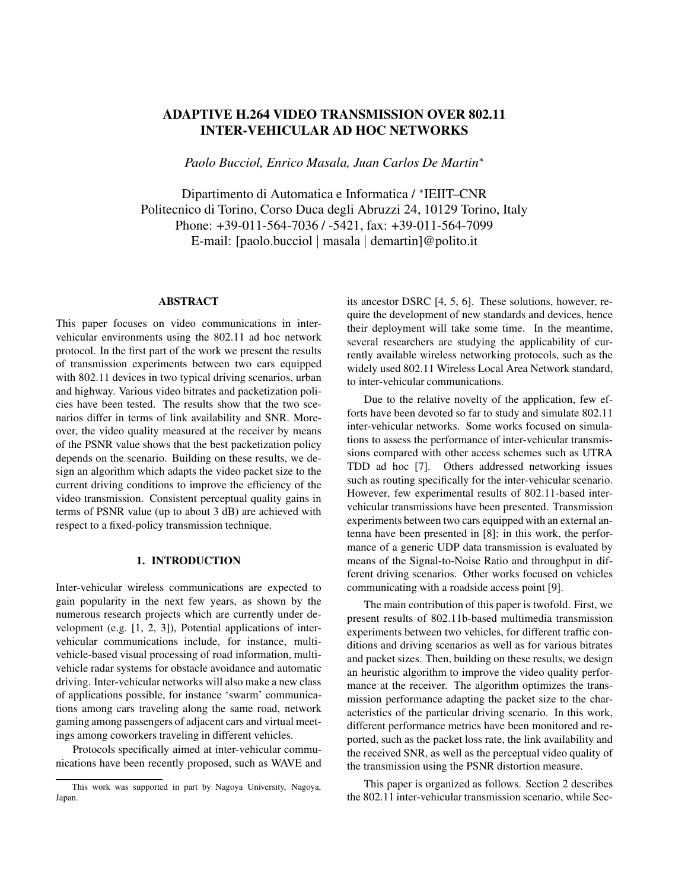# ADAPTIVE H.264 VIDEO TRANSMISSION OVER 802.11 INTER-VEHICULAR AD HOC NETWORKS

*Paolo Bucciol, Enrico Masala, Juan Carlos De Martin[*]*

Dipartimento di Automatica e Informatica / [*]IEIIT–CNR
Politecnico di Torino, Corso Duca degli Abruzzi 24, 10129 Torino, Italy
Phone: +39-011-564-7036 / -5421, fax: +39-011-564-7099
E-mail: [paolo.bucciol | masala | demartin]@polito.it

## ABSTRACT

This paper focuses on video communications in inter-vehicular environments using the 802.11 ad hoc network protocol. In the first part of the work we present the results of transmission experiments between two cars equipped with 802.11 devices in two typical driving scenarios, urban and highway. Various video bitrates and packetization policies have been tested. The results show that the two scenarios differ in terms of link availability and SNR. Moreover, the video quality measured at the receiver by means of the PSNR value shows that the best packetization policy depends on the scenario. Building on these results, we design an algorithm which adapts the video packet size to the current driving conditions to improve the efficiency of the video transmission. Consistent perceptual quality gains in terms of PSNR value (up to about 3 dB) are achieved with respect to a fixed-policy transmission technique.

## 1. INTRODUCTION

Inter-vehicular wireless communications are expected to gain popularity in the next few years, as shown by the numerous research projects which are currently under development (e.g. [1, 2, 3]), Potential applications of inter-vehicular communications include, for instance, multi-vehicle-based visual processing of road information, multi-vehicle radar systems for obstacle avoidance and automatic driving. Inter-vehicular networks will also make a new class of applications possible, for instance 'swarm' communications among cars traveling along the same road, network gaming among passengers of adjacent cars and virtual meetings among coworkers traveling in different vehicles.

Protocols specifically aimed at inter-vehicular communications have been recently proposed, such as WAVE and its ancestor DSRC [4, 5, 6]. These solutions, however, require the development of new standards and devices, hence their deployment will take some time. In the meantime, several researchers are studying the applicability of currently available wireless networking protocols, such as the widely used 802.11 Wireless Local Area Network standard, to inter-vehicular communications.

Due to the relative novelty of the application, few efforts have been devoted so far to study and simulate 802.11 inter-vehicular networks. Some works focused on simulations to assess the performance of inter-vehicular transmissions compared with other access schemes such as UTRA TDD ad hoc [7]. Others addressed networking issues such as routing specifically for the inter-vehicular scenario. However, few experimental results of 802.11-based inter-vehicular transmissions have been presented. Transmission experiments between two cars equipped with an external antenna have been presented in [8]; in this work, the performance of a generic UDP data transmission is evaluated by means of the Signal-to-Noise Ratio and throughput in different driving scenarios. Other works focused on vehicles communicating with a roadside access point [9].

The main contribution of this paper is twofold. First, we present results of 802.11b-based multimedia transmission experiments between two vehicles, for different traffic conditions and driving scenarios as well as for various bitrates and packet sizes. Then, building on these results, we design an heuristic algorithm to improve the video quality performance at the receiver. The algorithm optimizes the transmission performance adapting the packet size to the characteristics of the particular driving scenario. In this work, different performance metrics have been monitored and reported, such as the packet loss rate, the link availability and the received SNR, as well as the perceptual video quality of the transmission using the PSNR distortion measure.

This paper is organized as follows. Section 2 describes the 802.11 inter-vehicular transmission scenario, while Sec-

This work was supported in part by Nagoya University, Nagoya, Japan.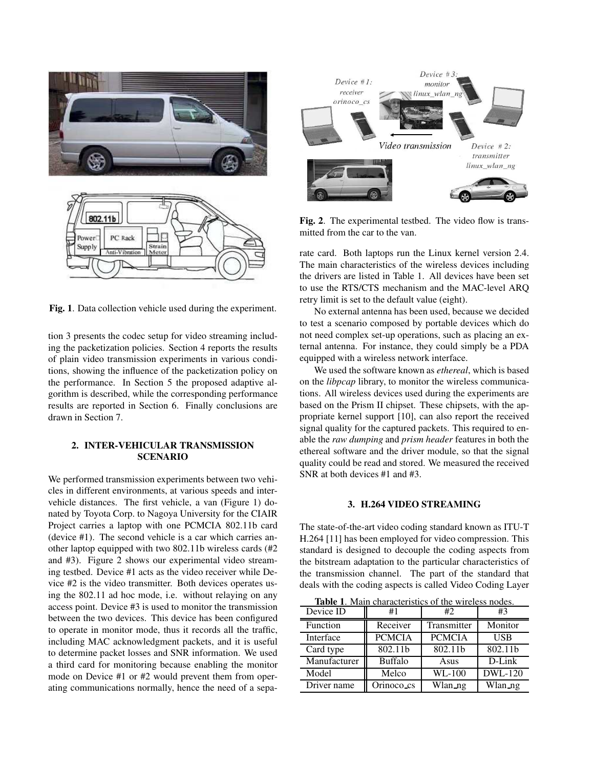Fig. 1. Data collection vehicle used during the experiment.

tion 3 presents the codec setup for video streaming including the packetization policies. Section 4 reports the results of plain video transmission experiments in various conditions, showing the influence of the packetization policy on the performance. In Section 5 the proposed adaptive algorithm is described, while the corresponding performance results are reported in Section 6. Finally conclusions are drawn in Section 7.

## 2. INTER-VEHICULAR TRANSMISSION SCENARIO

We performed transmission experiments between two vehicles in different environments, at various speeds and inter-vehicle distances. The first vehicle, a van (Figure 1) donated by Toyota Corp. to Nagoya University for the CIAIR Project carries a laptop with one PCMCIA 802.11b card (device #1). The second vehicle is a car which carries another laptop equipped with two 802.11b wireless cards (#2 and #3). Figure 2 shows our experimental video streaming testbed. Device #1 acts as the video receiver while Device #2 is the video transmitter. Both devices operates using the 802.11 ad hoc mode, i.e. without relaying on any access point. Device #3 is used to monitor the transmission between the two devices. This device has been configured to operate in monitor mode, thus it records all the traffic, including MAC acknowledgment packets, and it is useful to determine packet losses and SNR information. We used a third card for monitoring because enabling the monitor mode on Device #1 or #2 would prevent them from operating communications normally, hence the need of a separate card. Both laptops run the Linux kernel version 2.4. The main characteristics of the wireless devices including the drivers are listed in Table 1. All devices have been set to use the RTS/CTS mechanism and the MAC-level ARQ retry limit is set to the default value (eight).

Fig. 2. The experimental testbed. The video flow is transmitted from the car to the van.

No external antenna has been used, because we decided to test a scenario composed by portable devices which do not need complex set-up operations, such as placing an external antenna. For instance, they could simply be a PDA equipped with a wireless network interface.

We used the software known as *ethereal*, which is based on the *libpcap* library, to monitor the wireless communications. All wireless devices used during the experiments are based on the Prism II chipset. These chipsets, with the appropriate kernel support [10], can also report the received signal quality for the captured packets. This required to enable the *raw dumping* and *prism header* features in both the ethereal software and the driver module, so that the signal quality could be read and stored. We measured the received SNR at both devices #1 and #3.

## 3. H.264 VIDEO STREAMING

The state-of-the-art video coding standard known as ITU-T H.264 [11] has been employed for video compression. This standard is designed to decouple the coding aspects from the bitstream adaptation to the particular characteristics of the transmission channel. The part of the standard that deals with the coding aspects is called Video Coding Layer

**Table 1**. Main characteristics of the wireless nodes.

| Device ID | #1 | #2 | #3 |
|---|---|---|---|
| Function | Receiver | Transmitter | Monitor |
| Interface | PCMCIA | PCMCIA | USB |
| Card type | 802.11b | 802.11b | 802.11b |
| Manufacturer | Buffalo | Asus | D-Link |
| Model | Melco | WL-100 | DWL-120 |
| Driver name | Orinoco_cs | Wlan_ng | Wlan_ng |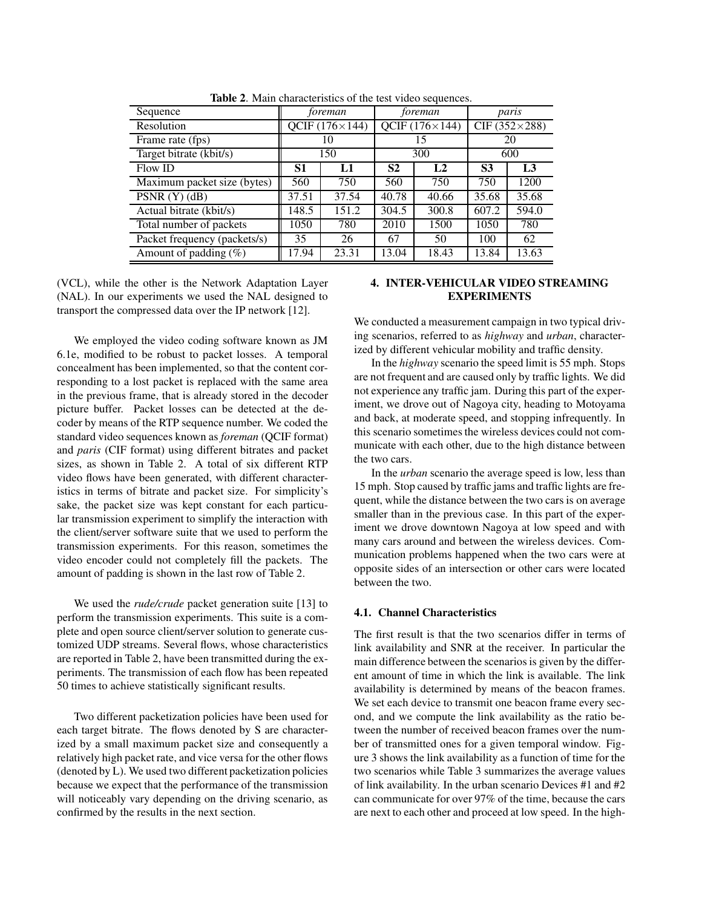**Table 2**. Main characteristics of the test video sequences.

| Sequence | *foreman* | | *foreman* | | *paris* | |
|---|---|---|---|---|---|---|
| Resolution | QCIF (176×144) | | QCIF (176×144) | | CIF (352×288) | |
| Frame rate (fps) | 10 | | 15 | | 20 | |
| Target bitrate (kbit/s) | 150 | | 300 | | 600 | |
| Flow ID | **S1** | **L1** | **S2** | **L2** | **S3** | **L3** |
| Maximum packet size (bytes) | 560 | 750 | 560 | 750 | 750 | 1200 |
| PSNR (Y) (dB) | 37.51 | 37.54 | 40.78 | 40.66 | 35.68 | 35.68 |
| Actual bitrate (kbit/s) | 148.5 | 151.2 | 304.5 | 300.8 | 607.2 | 594.0 |
| Total number of packets | 1050 | 780 | 2010 | 1500 | 1050 | 780 |
| Packet frequency (packets/s) | 35 | 26 | 67 | 50 | 100 | 62 |
| Amount of padding (%) | 17.94 | 23.31 | 13.04 | 18.43 | 13.84 | 13.63 |

(VCL), while the other is the Network Adaptation Layer (NAL). In our experiments we used the NAL designed to transport the compressed data over the IP network [12].

We employed the video coding software known as JM 6.1e, modified to be robust to packet losses. A temporal concealment has been implemented, so that the content corresponding to a lost packet is replaced with the same area in the previous frame, that is already stored in the decoder picture buffer. Packet losses can be detected at the decoder by means of the RTP sequence number. We coded the standard video sequences known as *foreman* (QCIF format) and *paris* (CIF format) using different bitrates and packet sizes, as shown in Table 2. A total of six different RTP video flows have been generated, with different characteristics in terms of bitrate and packet size. For simplicity's sake, the packet size was kept constant for each particular transmission experiment to simplify the interaction with the client/server software suite that we used to perform the transmission experiments. For this reason, sometimes the video encoder could not completely fill the packets. The amount of padding is shown in the last row of Table 2.

We used the *rude/crude* packet generation suite [13] to perform the transmission experiments. This suite is a complete and open source client/server solution to generate customized UDP streams. Several flows, whose characteristics are reported in Table 2, have been transmitted during the experiments. The transmission of each flow has been repeated 50 times to achieve statistically significant results.

Two different packetization policies have been used for each target bitrate. The flows denoted by S are characterized by a small maximum packet size and consequently a relatively high packet rate, and vice versa for the other flows (denoted by L). We used two different packetization policies because we expect that the performance of the transmission will noticeably vary depending on the driving scenario, as confirmed by the results in the next section.

## 4. INTER-VEHICULAR VIDEO STREAMING EXPERIMENTS

We conducted a measurement campaign in two typical driving scenarios, referred to as *highway* and *urban*, characterized by different vehicular mobility and traffic density.

In the *highway* scenario the speed limit is 55 mph. Stops are not frequent and are caused only by traffic lights. We did not experience any traffic jam. During this part of the experiment, we drove out of Nagoya city, heading to Motoyama and back, at moderate speed, and stopping infrequently. In this scenario sometimes the wireless devices could not communicate with each other, due to the high distance between the two cars.

In the *urban* scenario the average speed is low, less than 15 mph. Stop caused by traffic jams and traffic lights are frequent, while the distance between the two cars is on average smaller than in the previous case. In this part of the experiment we drove downtown Nagoya at low speed and with many cars around and between the wireless devices. Communication problems happened when the two cars were at opposite sides of an intersection or other cars were located between the two.

### 4.1. Channel Characteristics

The first result is that the two scenarios differ in terms of link availability and SNR at the receiver. In particular the main difference between the scenarios is given by the different amount of time in which the link is available. The link availability is determined by means of the beacon frames. We set each device to transmit one beacon frame every second, and we compute the link availability as the ratio between the number of received beacon frames over the number of transmitted ones for a given temporal window. Figure 3 shows the link availability as a function of time for the two scenarios while Table 3 summarizes the average values of link availability. In the urban scenario Devices #1 and #2 can communicate for over 97% of the time, because the cars are next to each other and proceed at low speed. In the high-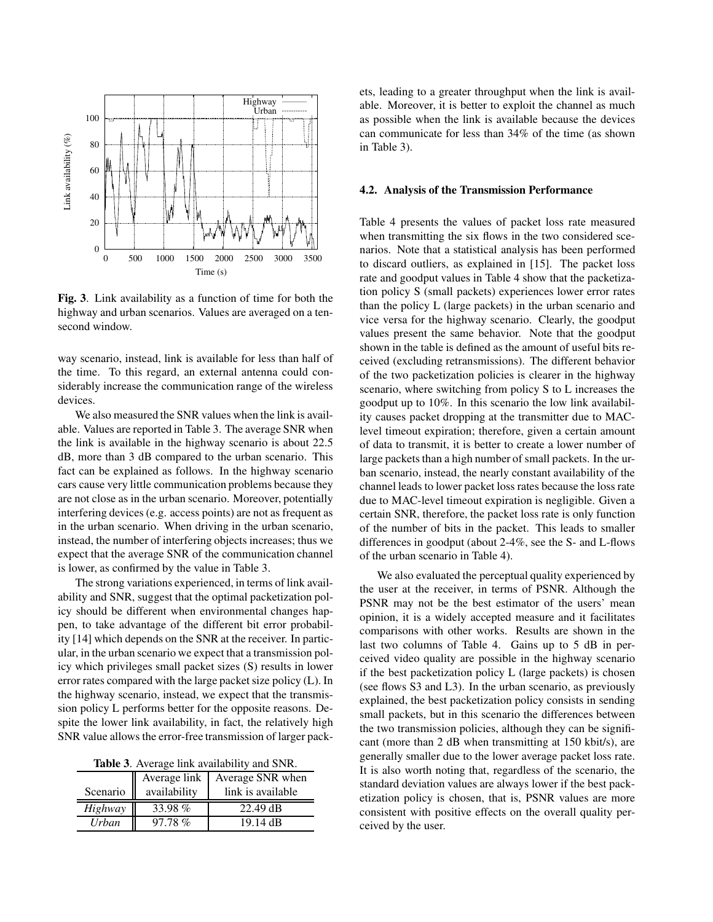**Fig. 3**. Link availability as a function of time for both the highway and urban scenarios. Values are averaged on a ten-second window.

way scenario, instead, link is available for less than half of the time. To this regard, an external antenna could considerably increase the communication range of the wireless devices.

We also measured the SNR values when the link is available. Values are reported in Table 3. The average SNR when the link is available in the highway scenario is about 22.5 dB, more than 3 dB compared to the urban scenario. This fact can be explained as follows. In the highway scenario cars cause very little communication problems because they are not close as in the urban scenario. Moreover, potentially interfering devices (e.g. access points) are not as frequent as in the urban scenario. When driving in the urban scenario, instead, the number of interfering objects increases; thus we expect that the average SNR of the communication channel is lower, as confirmed by the value in Table 3.

The strong variations experienced, in terms of link availability and SNR, suggest that the optimal packetization policy should be different when environmental changes happen, to take advantage of the different bit error probability [14] which depends on the SNR at the receiver. In particular, in the urban scenario we expect that a transmission policy which privileges small packet sizes (S) results in lower error rates compared with the large packet size policy (L). In the highway scenario, instead, we expect that the transmission policy L performs better for the opposite reasons. Despite the lower link availability, in fact, the relatively high SNR value allows the error-free transmission of larger packets, leading to a greater throughput when the link is available. Moreover, it is better to exploit the channel as much as possible when the link is available because the devices can communicate for less than 34% of the time (as shown in Table 3).

**Table 3**. Average link availability and SNR.

| Scenario | Average link availability | Average SNR when link is available |
|---|---|---|
| *Highway* | 33.98 % | 22.49 dB |
| *Urban* | 97.78 % | 19.14 dB |

### 4.2. Analysis of the Transmission Performance

Table 4 presents the values of packet loss rate measured when transmitting the six flows in the two considered scenarios. Note that a statistical analysis has been performed to discard outliers, as explained in [15]. The packet loss rate and goodput values in Table 4 show that the packetization policy S (small packets) experiences lower error rates than the policy L (large packets) in the urban scenario and vice versa for the highway scenario. Clearly, the goodput values present the same behavior. Note that the goodput shown in the table is defined as the amount of useful bits received (excluding retransmissions). The different behavior of the two packetization policies is clearer in the highway scenario, where switching from policy S to L increases the goodput up to 10%. In this scenario the low link availability causes packet dropping at the transmitter due to MAC-level timeout expiration; therefore, given a certain amount of data to transmit, it is better to create a lower number of large packets than a high number of small packets. In the urban scenario, instead, the nearly constant availability of the channel leads to lower packet loss rates because the loss rate due to MAC-level timeout expiration is negligible. Given a certain SNR, therefore, the packet loss rate is only function of the number of bits in the packet. This leads to smaller differences in goodput (about 2-4%, see the S- and L-flows of the urban scenario in Table 4).

We also evaluated the perceptual quality experienced by the user at the receiver, in terms of PSNR. Although the PSNR may not be the best estimator of the users' mean opinion, it is a widely accepted measure and it facilitates comparisons with other works. Results are shown in the last two columns of Table 4. Gains up to 5 dB in perceived video quality are possible in the highway scenario if the best packetization policy L (large packets) is chosen (see flows S3 and L3). In the urban scenario, as previously explained, the best packetization policy consists in sending small packets, but in this scenario the differences between the two transmission policies, although they can be significant (more than 2 dB when transmitting at 150 kbit/s), are generally smaller due to the lower average packet loss rate. It is also worth noting that, regardless of the scenario, the standard deviation values are always lower if the best packetization policy is chosen, that is, PSNR values are more consistent with positive effects on the overall quality perceived by the user.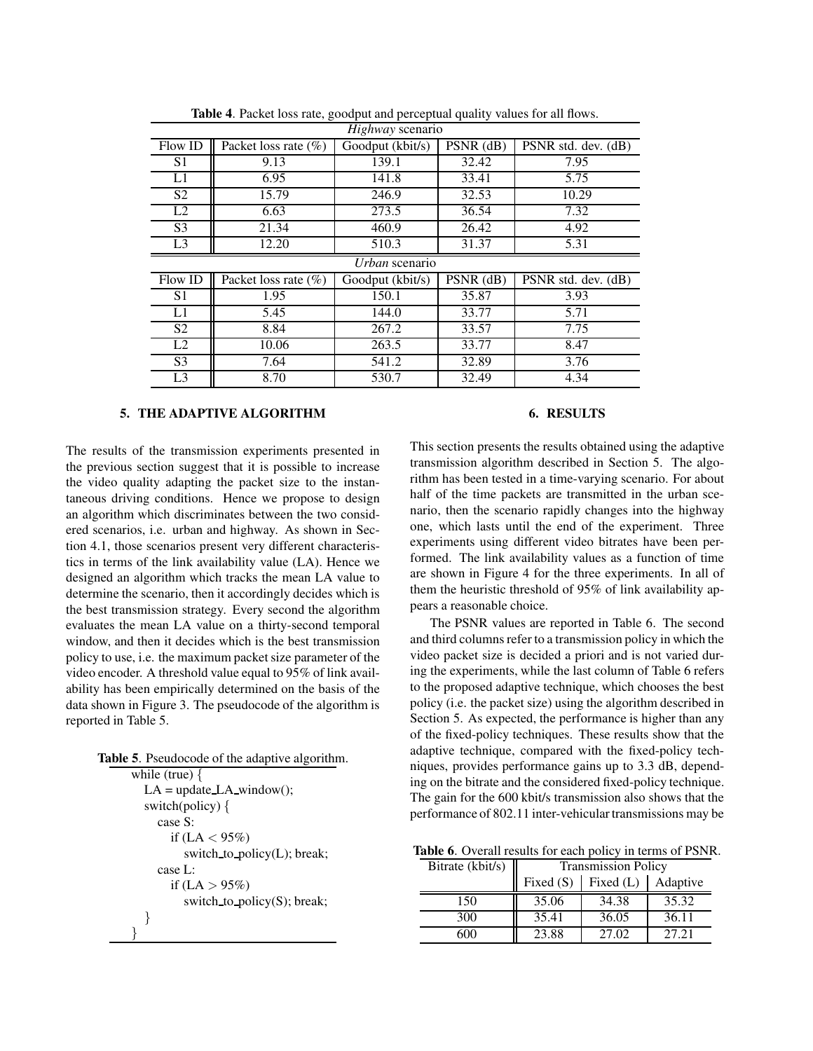**Table 4**. Packet loss rate, goodput and perceptual quality values for all flows.

| *Highway* scenario | | | | |
|---|---|---|---|---|
| Flow ID | Packet loss rate (%) | Goodput (kbit/s) | PSNR (dB) | PSNR std. dev. (dB) |
| S1 | 9.13 | 139.1 | 32.42 | 7.95 |
| L1 | 6.95 | 141.8 | 33.41 | 5.75 |
| S2 | 15.79 | 246.9 | 32.53 | 10.29 |
| L2 | 6.63 | 273.5 | 36.54 | 7.32 |
| S3 | 21.34 | 460.9 | 26.42 | 4.92 |
| L3 | 12.20 | 510.3 | 31.37 | 5.31 |
| *Urban* scenario | | | | |
| Flow ID | Packet loss rate (%) | Goodput (kbit/s) | PSNR (dB) | PSNR std. dev. (dB) |
| S1 | 1.95 | 150.1 | 35.87 | 3.93 |
| L1 | 5.45 | 144.0 | 33.77 | 5.71 |
| S2 | 8.84 | 267.2 | 33.57 | 7.75 |
| L2 | 10.06 | 263.5 | 33.77 | 8.47 |
| S3 | 7.64 | 541.2 | 32.89 | 3.76 |
| L3 | 8.70 | 530.7 | 32.49 | 4.34 |

## 5. THE ADAPTIVE ALGORITHM

The results of the transmission experiments presented in the previous section suggest that it is possible to increase the video quality adapting the packet size to the instantaneous driving conditions. Hence we propose to design an algorithm which discriminates between the two considered scenarios, i.e. urban and highway. As shown in Section 4.1, those scenarios present very different characteristics in terms of the link availability value (LA). Hence we designed an algorithm which tracks the mean LA value to determine the scenario, then it accordingly decides which is the best transmission strategy. Every second the algorithm evaluates the mean LA value on a thirty-second temporal window, and then it decides which is the best transmission policy to use, i.e. the maximum packet size parameter of the video encoder. A threshold value equal to 95% of link availability has been empirically determined on the basis of the data shown in Figure 3. The pseudocode of the algorithm is reported in Table 5.

**Table 5**. Pseudocode of the adaptive algorithm.

```
while (true) {
  LA = update_LA_window();
  switch(policy) {
    case S:
      if (LA < 95%)
        switch_to_policy(L); break;
    case L:
      if (LA > 95%)
        switch_to_policy(S); break;
  }
}
```

## 6. RESULTS

This section presents the results obtained using the adaptive transmission algorithm described in Section 5. The algorithm has been tested in a time-varying scenario. For about half of the time packets are transmitted in the urban scenario, then the scenario rapidly changes into the highway one, which lasts until the end of the experiment. Three experiments using different video bitrates have been performed. The link availability values as a function of time are shown in Figure 4 for the three experiments. In all of them the heuristic threshold of 95% of link availability appears a reasonable choice.

The PSNR values are reported in Table 6. The second and third columns refer to a transmission policy in which the video packet size is decided a priori and is not varied during the experiments, while the last column of Table 6 refers to the proposed adaptive technique, which chooses the best policy (i.e. the packet size) using the algorithm described in Section 5. As expected, the performance is higher than any of the fixed-policy techniques. These results show that the adaptive technique, compared with the fixed-policy techniques, provides performance gains up to 3.3 dB, depending on the bitrate and the considered fixed-policy technique. The gain for the 600 kbit/s transmission also shows that the performance of 802.11 inter-vehicular transmissions may be

**Table 6**. Overall results for each policy in terms of PSNR.

| Bitrate (kbit/s) | Transmission Policy | | |
|---|---|---|---|
| | Fixed (S) | Fixed (L) | Adaptive |
| 150 | 35.06 | 34.38 | 35.32 |
| 300 | 35.41 | 36.05 | 36.11 |
| 600 | 23.88 | 27.02 | 27.21 |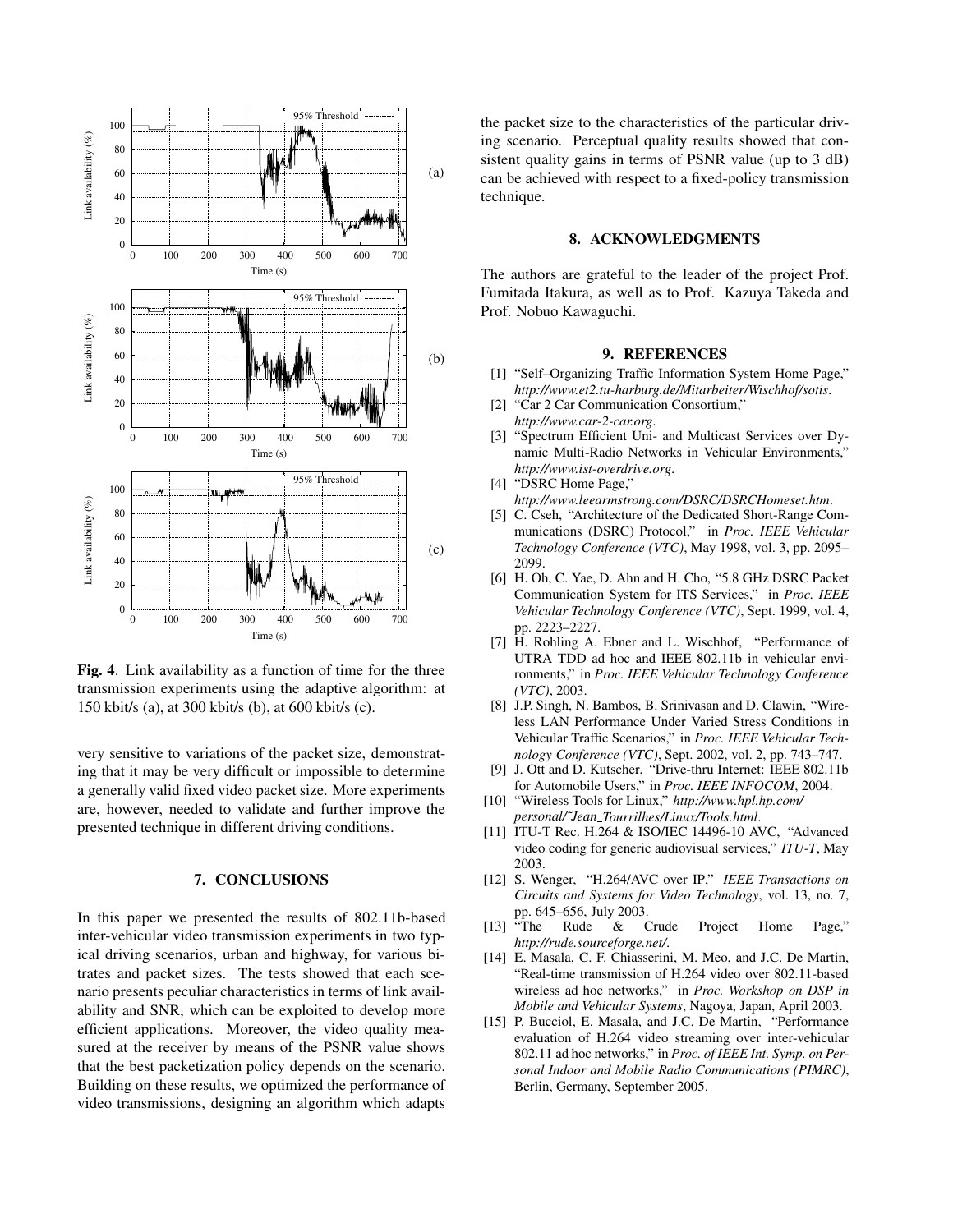95% Threshold

Link availability (%)

Time (s)

(a)

95% Threshold

Link availability (%)

Time (s)

(b)

95% Threshold

Link availability (%)

Time (s)

(c)

**Fig. 4**. Link availability as a function of time for the three transmission experiments using the adaptive algorithm: at 150 kbit/s (a), at 300 kbit/s (b), at 600 kbit/s (c).

very sensitive to variations of the packet size, demonstrating that it may be very difficult or impossible to determine a generally valid fixed video packet size. More experiments are, however, needed to validate and further improve the presented technique in different driving conditions.

## 7. CONCLUSIONS

In this paper we presented the results of 802.11b-based inter-vehicular video transmission experiments in two typical driving scenarios, urban and highway, for various bitrates and packet sizes. The tests showed that each scenario presents peculiar characteristics in terms of link availability and SNR, which can be exploited to develop more efficient applications. Moreover, the video quality measured at the receiver by means of the PSNR value shows that the best packetization policy depends on the scenario. Building on these results, we optimized the performance of video transmissions, designing an algorithm which adapts the packet size to the characteristics of the particular driving scenario. Perceptual quality results showed that consistent quality gains in terms of PSNR value (up to 3 dB) can be achieved with respect to a fixed-policy transmission technique.

## 8. ACKNOWLEDGMENTS

The authors are grateful to the leader of the project Prof. Fumitada Itakura, as well as to Prof. Kazuya Takeda and Prof. Nobuo Kawaguchi.

## 9. REFERENCES

[1] "Self–Organizing Traffic Information System Home Page," *http://www.et2.tu-harburg.de/Mitarbeiter/Wischhof/sotis*.

[2] "Car 2 Car Communication Consortium," *http://www.car-2-car.org*.

[3] "Spectrum Efficient Uni- and Multicast Services over Dynamic Multi-Radio Networks in Vehicular Environments," *http://www.ist-overdrive.org*.

[4] "DSRC Home Page," *http://www.leearmstrong.com/DSRC/DSRCHomeset.htm*.

[5] C. Cseh, "Architecture of the Dedicated Short-Range Communications (DSRC) Protocol," in *Proc. IEEE Vehicular Technology Conference (VTC)*, May 1998, vol. 3, pp. 2095–2099.

[6] H. Oh, C. Yae, D. Ahn and H. Cho, "5.8 GHz DSRC Packet Communication System for ITS Services," in *Proc. IEEE Vehicular Technology Conference (VTC)*, Sept. 1999, vol. 4, pp. 2223–2227.

[7] H. Rohling A. Ebner and L. Wischhof, "Performance of UTRA TDD ad hoc and IEEE 802.11b in vehicular environments," in *Proc. IEEE Vehicular Technology Conference (VTC)*, 2003.

[8] J.P. Singh, N. Bambos, B. Srinivasan and D. Clawin, "Wireless LAN Performance Under Varied Stress Conditions in Vehicular Traffic Scenarios," in *Proc. IEEE Vehicular Technology Conference (VTC)*, Sept. 2002, vol. 2, pp. 743–747.

[9] J. Ott and D. Kutscher, "Drive-thru Internet: IEEE 802.11b for Automobile Users," in *Proc. IEEE INFOCOM*, 2004.

[10] "Wireless Tools for Linux," *http://www.hpl.hp.com/personal/~Jean_Tourrilhes/Linux/Tools.html*.

[11] ITU-T Rec. H.264 & ISO/IEC 14496-10 AVC, "Advanced video coding for generic audiovisual services," *ITU-T*, May 2003.

[12] S. Wenger, "H.264/AVC over IP," *IEEE Transactions on Circuits and Systems for Video Technology*, vol. 13, no. 7, pp. 645–656, July 2003.

[13] "The Rude & Crude Project Home Page," *http://rude.sourceforge.net/*.

[14] E. Masala, C. F. Chiasserini, M. Meo, and J.C. De Martin, "Real-time transmission of H.264 video over 802.11-based wireless ad hoc networks," in *Proc. Workshop on DSP in Mobile and Vehicular Systems*, Nagoya, Japan, April 2003.

[15] P. Bucciol, E. Masala, and J.C. De Martin, "Performance evaluation of H.264 video streaming over inter-vehicular 802.11 ad hoc networks," in *Proc. of IEEE Int. Symp. on Personal Indoor and Mobile Radio Communications (PIMRC)*, Berlin, Germany, September 2005.